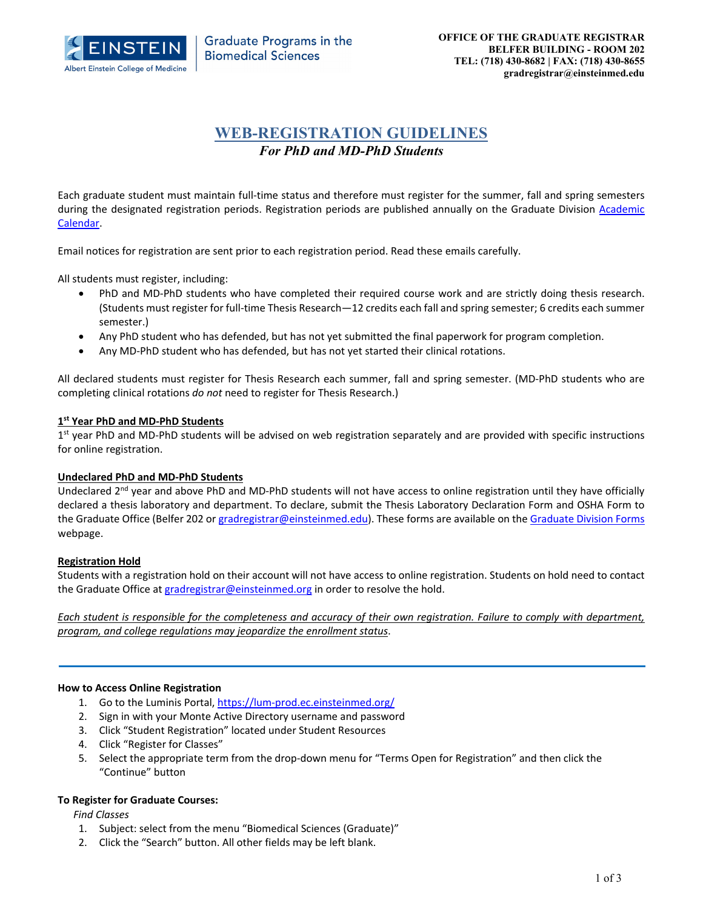OFFICE OF THE GRADUATE REGISTRAR
BELFER BUILDING - ROOM 202
TEL: (718) 430-8682 | FAX: (718) 430-8655
gradregistrar@einsteinmed.edu

# WEB-REGISTRATION GUIDELINES

*For PhD and MD-PhD Students*

Each graduate student must maintain full-time status and therefore must register for the summer, fall and spring semesters during the designated registration periods. Registration periods are published annually on the Graduate Division Academic Calendar.

Email notices for registration are sent prior to each registration period. Read these emails carefully.

All students must register, including:

- PhD and MD-PhD students who have completed their required course work and are strictly doing thesis research. (Students must register for full-time Thesis Research—12 credits each fall and spring semester; 6 credits each summer semester.)
- Any PhD student who has defended, but has not yet submitted the final paperwork for program completion.
- Any MD-PhD student who has defended, but has not yet started their clinical rotations.

All declared students must register for Thesis Research each summer, fall and spring semester. (MD-PhD students who are completing clinical rotations *do not* need to register for Thesis Research.)

**1st Year PhD and MD-PhD Students**

1st year PhD and MD-PhD students will be advised on web registration separately and are provided with specific instructions for online registration.

**Undeclared PhD and MD-PhD Students**

Undeclared 2nd year and above PhD and MD-PhD students will not have access to online registration until they have officially declared a thesis laboratory and department. To declare, submit the Thesis Laboratory Declaration Form and OSHA Form to the Graduate Office (Belfer 202 or gradregistrar@einsteinmed.edu). These forms are available on the Graduate Division Forms webpage.

**Registration Hold**

Students with a registration hold on their account will not have access to online registration. Students on hold need to contact the Graduate Office at gradregistrar@einsteinmed.org in order to resolve the hold.

*Each student is responsible for the completeness and accuracy of their own registration. Failure to comply with department, program, and college regulations may jeopardize the enrollment status.*

---

**How to Access Online Registration**

1. Go to the Luminis Portal, https://lum-prod.ec.einsteinmed.org/
2. Sign in with your Monte Active Directory username and password
3. Click "Student Registration" located under Student Resources
4. Click "Register for Classes"
5. Select the appropriate term from the drop-down menu for "Terms Open for Registration" and then click the "Continue" button

**To Register for Graduate Courses:**

*Find Classes*

1. Subject: select from the menu "Biomedical Sciences (Graduate)"
2. Click the "Search" button. All other fields may be left blank.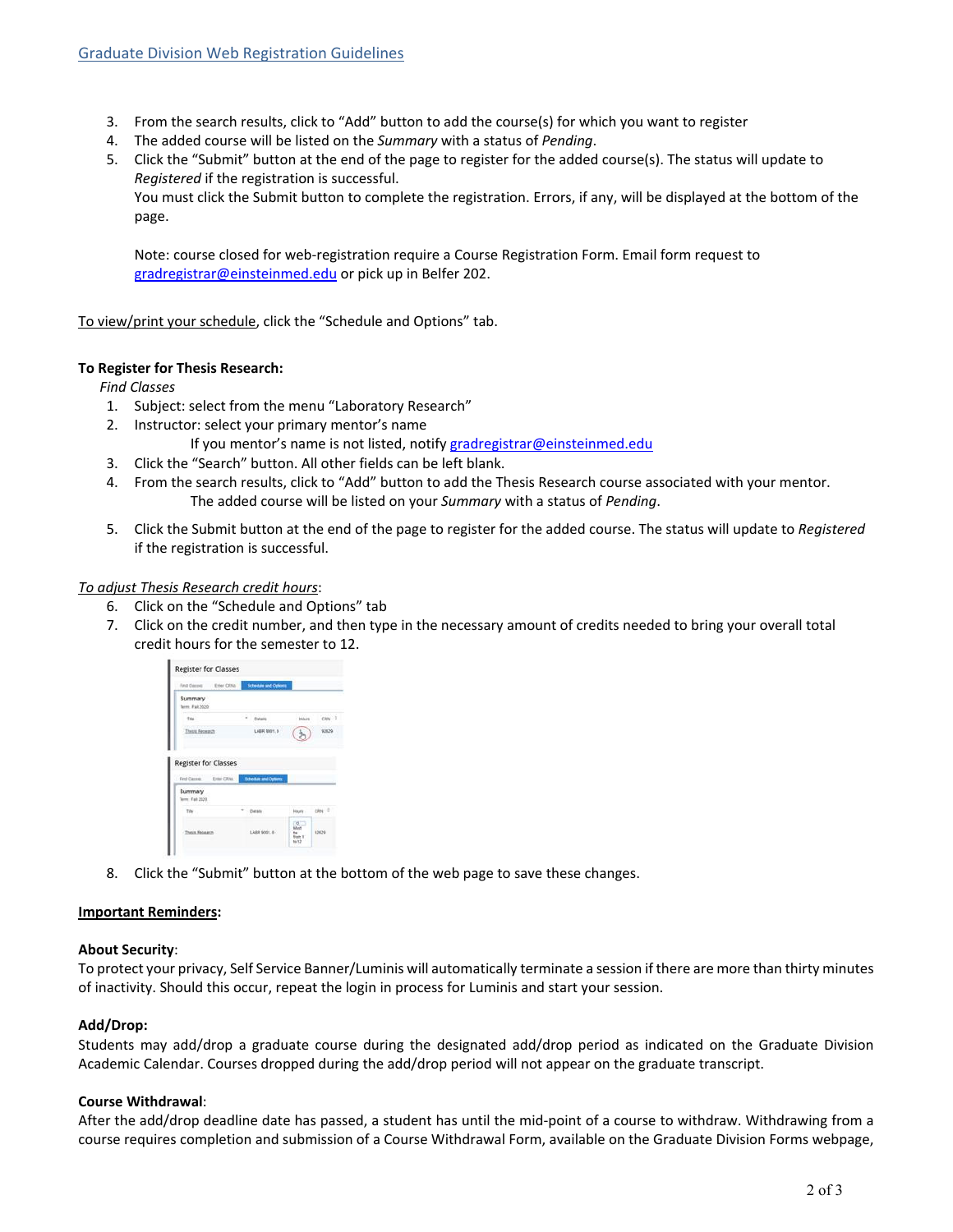3. From the search results, click to "Add" button to add the course(s) for which you want to register
4. The added course will be listed on the *Summary* with a status of *Pending*.
5. Click the "Submit" button at the end of the page to register for the added course(s). The status will update to *Registered* if the registration is successful.
   You must click the Submit button to complete the registration. Errors, if any, will be displayed at the bottom of the page.

   Note: course closed for web-registration require a Course Registration Form. Email form request to gradregistrar@einsteinmed.edu or pick up in Belfer 202.

To view/print your schedule, click the "Schedule and Options" tab.

**To Register for Thesis Research:**

*Find Classes*

1. Subject: select from the menu "Laboratory Research"
2. Instructor: select your primary mentor's name
   If you mentor's name is not listed, notify gradregistrar@einsteinmed.edu
3. Click the "Search" button. All other fields can be left blank.
4. From the search results, click to "Add" button to add the Thesis Research course associated with your mentor.
   The added course will be listed on your *Summary* with a status of *Pending*.
5. Click the Submit button at the end of the page to register for the added course. The status will update to *Registered* if the registration is successful.

*To adjust Thesis Research credit hours*:

6. Click on the "Schedule and Options" tab
7. Click on the credit number, and then type in the necessary amount of credits needed to bring your overall total credit hours for the semester to 12.
8. Click the "Submit" button at the bottom of the web page to save these changes.

**Important Reminders:**

**About Security**:
To protect your privacy, Self Service Banner/Luminis will automatically terminate a session if there are more than thirty minutes of inactivity. Should this occur, repeat the login in process for Luminis and start your session.

**Add/Drop:**
Students may add/drop a graduate course during the designated add/drop period as indicated on the Graduate Division Academic Calendar. Courses dropped during the add/drop period will not appear on the graduate transcript.

**Course Withdrawal**:
After the add/drop deadline date has passed, a student has until the mid-point of a course to withdraw. Withdrawing from a course requires completion and submission of a Course Withdrawal Form, available on the Graduate Division Forms webpage,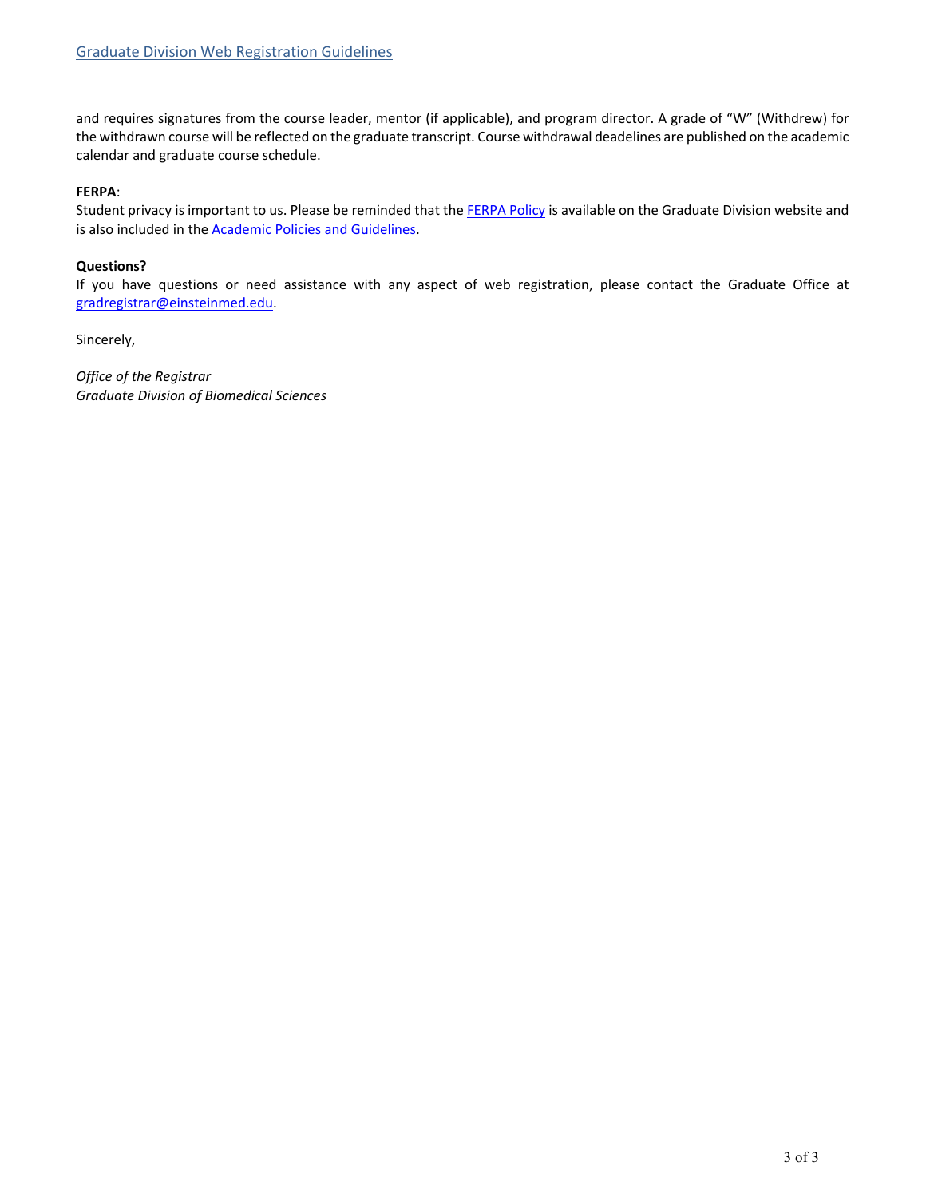and requires signatures from the course leader, mentor (if applicable), and program director. A grade of "W" (Withdrew) for the withdrawn course will be reflected on the graduate transcript. Course withdrawal deadlines are published on the academic calendar and graduate course schedule.

**FERPA**:
Student privacy is important to us. Please be reminded that the FERPA Policy is available on the Graduate Division website and is also included in the Academic Policies and Guidelines.

**Questions?**
If you have questions or need assistance with any aspect of web registration, please contact the Graduate Office at gradregistrar@einsteinmed.edu.

Sincerely,

*Office of the Registrar*
*Graduate Division of Biomedical Sciences*